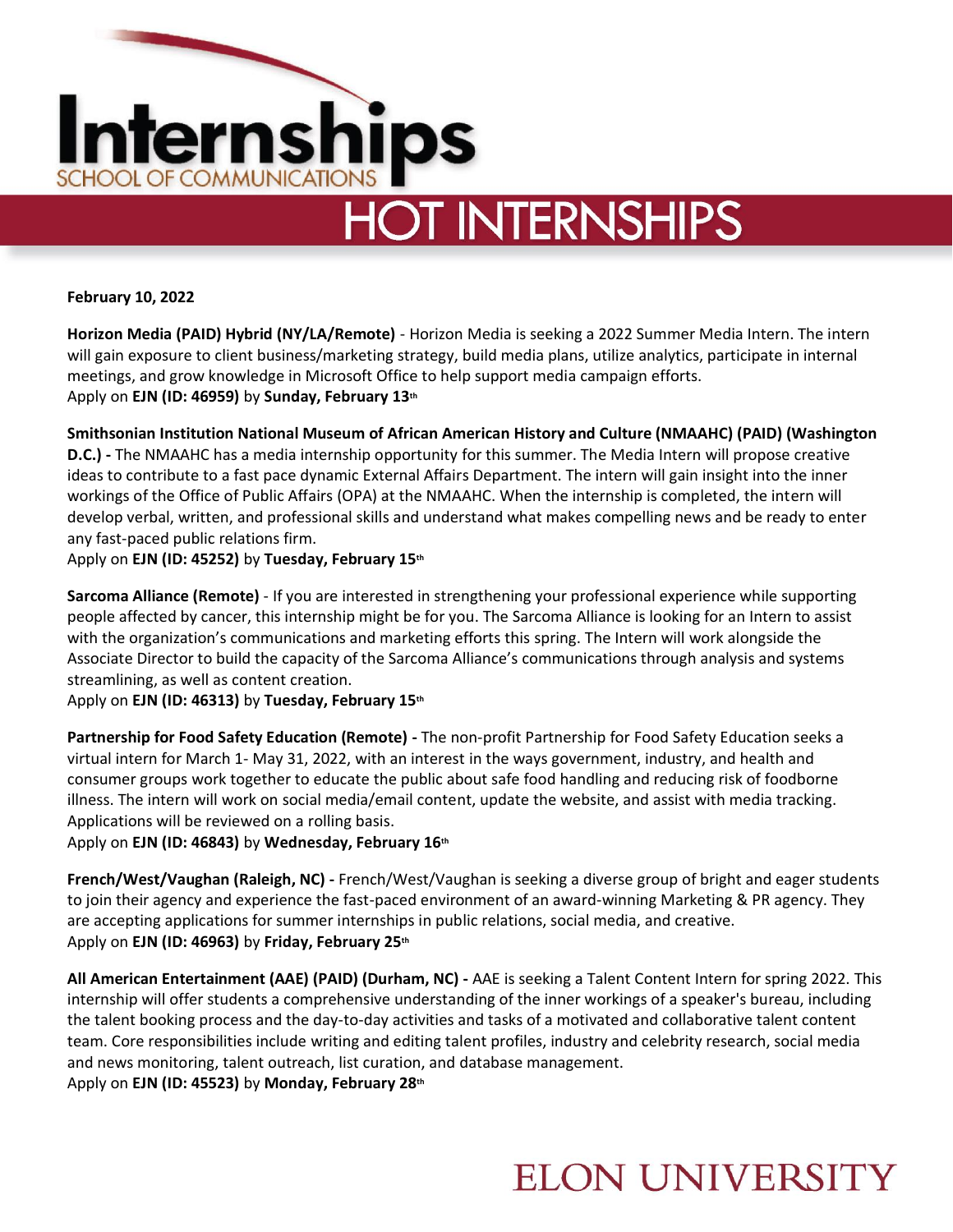# Internships

SCHOOL OF COMMUNICATIONS

## HOT INTERNSHIPS

**February 10, 2022**

**Horizon Media (PAID) Hybrid (NY/LA/Remote)** - Horizon Media is seeking a 2022 Summer Media Intern. The intern will gain exposure to client business/marketing strategy, build media plans, utilize analytics, participate in internal meetings, and grow knowledge in Microsoft Office to help support media campaign efforts.
Apply on **EJN (ID: 46959)** by **Sunday, February 13th**

**Smithsonian Institution National Museum of African American History and Culture (NMAAHC) (PAID) (Washington D.C.) -** The NMAAHC has a media internship opportunity for this summer. The Media Intern will propose creative ideas to contribute to a fast pace dynamic External Affairs Department. The intern will gain insight into the inner workings of the Office of Public Affairs (OPA) at the NMAAHC. When the internship is completed, the intern will develop verbal, written, and professional skills and understand what makes compelling news and be ready to enter any fast-paced public relations firm.
Apply on **EJN (ID: 45252)** by **Tuesday, February 15th**

**Sarcoma Alliance (Remote)** - If you are interested in strengthening your professional experience while supporting people affected by cancer, this internship might be for you. The Sarcoma Alliance is looking for an Intern to assist with the organization's communications and marketing efforts this spring. The Intern will work alongside the Associate Director to build the capacity of the Sarcoma Alliance's communications through analysis and systems streamlining, as well as content creation.
Apply on **EJN (ID: 46313)** by **Tuesday, February 15th**

**Partnership for Food Safety Education (Remote) -** The non-profit Partnership for Food Safety Education seeks a virtual intern for March 1- May 31, 2022, with an interest in the ways government, industry, and health and consumer groups work together to educate the public about safe food handling and reducing risk of foodborne illness. The intern will work on social media/email content, update the website, and assist with media tracking. Applications will be reviewed on a rolling basis.
Apply on **EJN (ID: 46843)** by **Wednesday, February 16th**

**French/West/Vaughan (Raleigh, NC) -** French/West/Vaughan is seeking a diverse group of bright and eager students to join their agency and experience the fast-paced environment of an award-winning Marketing & PR agency. They are accepting applications for summer internships in public relations, social media, and creative.
Apply on **EJN (ID: 46963)** by **Friday, February 25th**

**All American Entertainment (AAE) (PAID) (Durham, NC) -** AAE is seeking a Talent Content Intern for spring 2022. This internship will offer students a comprehensive understanding of the inner workings of a speaker's bureau, including the talent booking process and the day-to-day activities and tasks of a motivated and collaborative talent content team. Core responsibilities include writing and editing talent profiles, industry and celebrity research, social media and news monitoring, talent outreach, list curation, and database management.
Apply on **EJN (ID: 45523)** by **Monday, February 28th**

ELON UNIVERSITY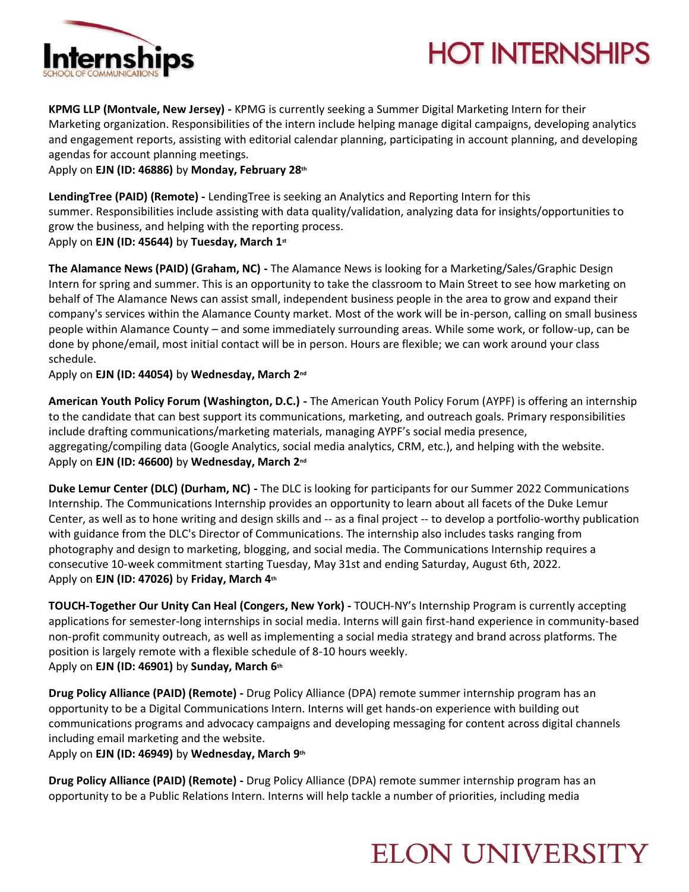**KPMG LLP (Montvale, New Jersey) -** KPMG is currently seeking a Summer Digital Marketing Intern for their Marketing organization. Responsibilities of the intern include helping manage digital campaigns, developing analytics and engagement reports, assisting with editorial calendar planning, participating in account planning, and developing agendas for account planning meetings.
Apply on **EJN (ID: 46886)** by **Monday, February 28th**

**LendingTree (PAID) (Remote) -** LendingTree is seeking an Analytics and Reporting Intern for this summer. Responsibilities include assisting with data quality/validation, analyzing data for insights/opportunities to grow the business, and helping with the reporting process.
Apply on **EJN (ID: 45644)** by **Tuesday, March 1st**

**The Alamance News (PAID) (Graham, NC) -** The Alamance News is looking for a Marketing/Sales/Graphic Design Intern for spring and summer. This is an opportunity to take the classroom to Main Street to see how marketing on behalf of The Alamance News can assist small, independent business people in the area to grow and expand their company's services within the Alamance County market. Most of the work will be in-person, calling on small business people within Alamance County – and some immediately surrounding areas. While some work, or follow-up, can be done by phone/email, most initial contact will be in person. Hours are flexible; we can work around your class schedule.
Apply on **EJN (ID: 44054)** by **Wednesday, March 2nd**

**American Youth Policy Forum (Washington, D.C.) -** The American Youth Policy Forum (AYPF) is offering an internship to the candidate that can best support its communications, marketing, and outreach goals. Primary responsibilities include drafting communications/marketing materials, managing AYPF's social media presence, aggregating/compiling data (Google Analytics, social media analytics, CRM, etc.), and helping with the website.
Apply on **EJN (ID: 46600)** by **Wednesday, March 2nd**

**Duke Lemur Center (DLC) (Durham, NC) -** The DLC is looking for participants for our Summer 2022 Communications Internship. The Communications Internship provides an opportunity to learn about all facets of the Duke Lemur Center, as well as to hone writing and design skills and -- as a final project -- to develop a portfolio-worthy publication with guidance from the DLC's Director of Communications. The internship also includes tasks ranging from photography and design to marketing, blogging, and social media. The Communications Internship requires a consecutive 10-week commitment starting Tuesday, May 31st and ending Saturday, August 6th, 2022.
Apply on **EJN (ID: 47026)** by **Friday, March 4th**

**TOUCH-Together Our Unity Can Heal (Congers, New York) -** TOUCH-NY's Internship Program is currently accepting applications for semester-long internships in social media. Interns will gain first-hand experience in community-based non-profit community outreach, as well as implementing a social media strategy and brand across platforms. The position is largely remote with a flexible schedule of 8-10 hours weekly.
Apply on **EJN (ID: 46901)** by **Sunday, March 6th**

**Drug Policy Alliance (PAID) (Remote) -** Drug Policy Alliance (DPA) remote summer internship program has an opportunity to be a Digital Communications Intern. Interns will get hands-on experience with building out communications programs and advocacy campaigns and developing messaging for content across digital channels including email marketing and the website.
Apply on **EJN (ID: 46949)** by **Wednesday, March 9th**

**Drug Policy Alliance (PAID) (Remote) -** Drug Policy Alliance (DPA) remote summer internship program has an opportunity to be a Public Relations Intern. Interns will help tackle a number of priorities, including media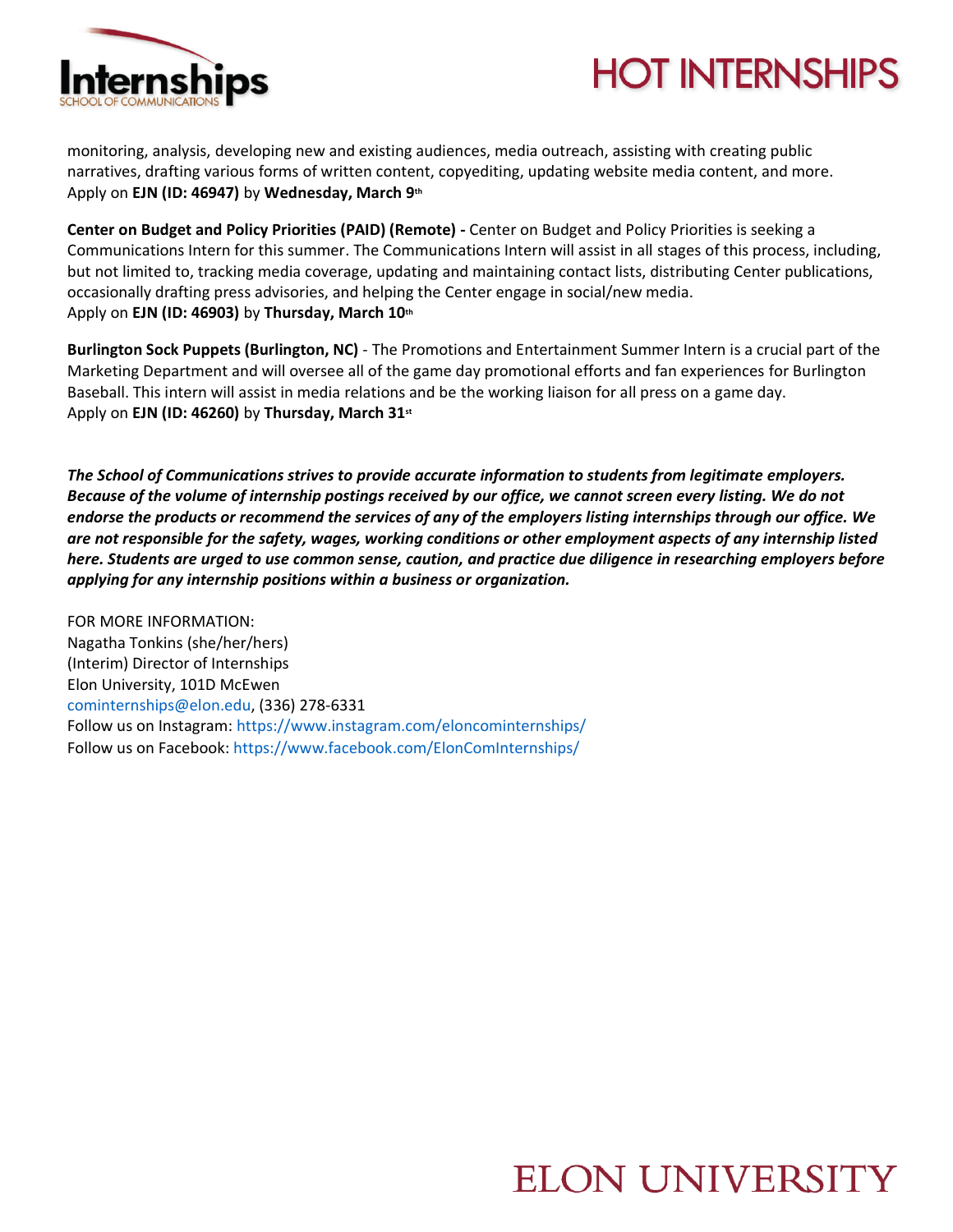monitoring, analysis, developing new and existing audiences, media outreach, assisting with creating public narratives, drafting various forms of written content, copyediting, updating website media content, and more.
Apply on **EJN (ID: 46947)** by **Wednesday, March 9th**

**Center on Budget and Policy Priorities (PAID) (Remote) -** Center on Budget and Policy Priorities is seeking a Communications Intern for this summer. The Communications Intern will assist in all stages of this process, including, but not limited to, tracking media coverage, updating and maintaining contact lists, distributing Center publications, occasionally drafting press advisories, and helping the Center engage in social/new media.
Apply on **EJN (ID: 46903)** by **Thursday, March 10th**

**Burlington Sock Puppets (Burlington, NC)** - The Promotions and Entertainment Summer Intern is a crucial part of the Marketing Department and will oversee all of the game day promotional efforts and fan experiences for Burlington Baseball. This intern will assist in media relations and be the working liaison for all press on a game day.
Apply on **EJN (ID: 46260)** by **Thursday, March 31st**

***The School of Communications strives to provide accurate information to students from legitimate employers. Because of the volume of internship postings received by our office, we cannot screen every listing. We do not endorse the products or recommend the services of any of the employers listing internships through our office. We are not responsible for the safety, wages, working conditions or other employment aspects of any internship listed here. Students are urged to use common sense, caution, and practice due diligence in researching employers before applying for any internship positions within a business or organization.***

FOR MORE INFORMATION:
Nagatha Tonkins (she/her/hers)
(Interim) Director of Internships
Elon University, 101D McEwen
cominternships@elon.edu, (336) 278-6331
Follow us on Instagram: https://www.instagram.com/eloncominternships/
Follow us on Facebook: https://www.facebook.com/ElonComInternships/